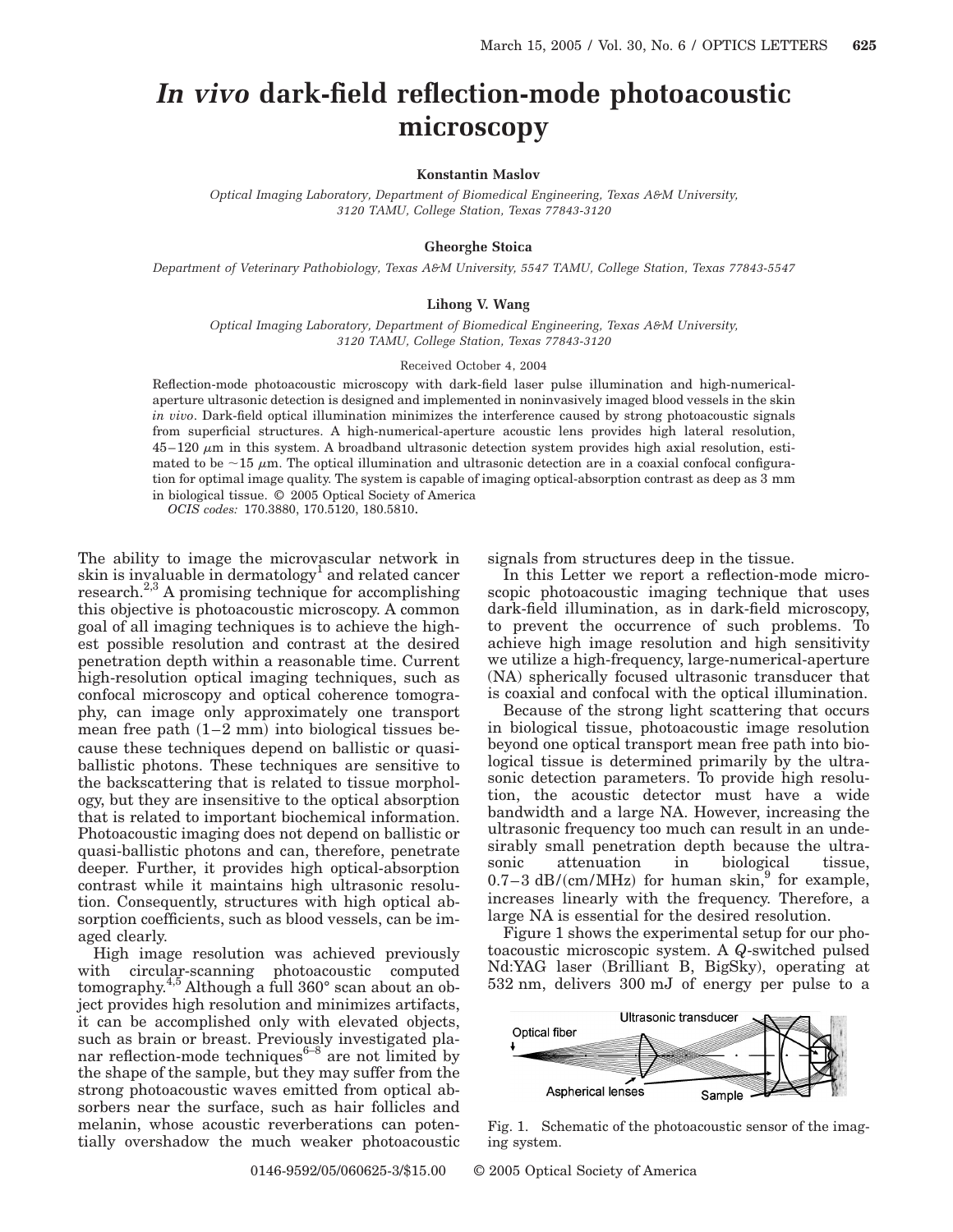# *In vivo* dark-field reflection-mode photoacoustic microscopy

**Konstantin Maslov**

*Optical Imaging Laboratory, Department of Biomedical Engineering, Texas A&M University, 3120 TAMU, College Station, Texas 77843-3120*

**Gheorghe Stoica**

*Department of Veterinary Pathobiology, Texas A&M University, 5547 TAMU, College Station, Texas 77843-5547*

**Lihong V. Wang**

*Optical Imaging Laboratory, Department of Biomedical Engineering, Texas A&M University, 3120 TAMU, College Station, Texas 77843-3120*

Received October 4, 2004

Reflection-mode photoacoustic microscopy with dark-field laser pulse illumination and high-numerical-aperture ultrasonic detection is designed and implemented in noninvasively imaged blood vessels in the skin *in vivo*. Dark-field optical illumination minimizes the interference caused by strong photoacoustic signals from superficial structures. A high-numerical-aperture acoustic lens provides high lateral resolution, 45–120 $\mu$m in this system. A broadband ultrasonic detection system provides high axial resolution, estimated to be ~15 $\mu$m. The optical illumination and ultrasonic detection are in a coaxial confocal configuration for optimal image quality. The system is capable of imaging optical-absorption contrast as deep as 3 mm in biological tissue. © 2005 Optical Society of America

*OCIS codes:* 170.3880, 170.5120, 180.5810.

The ability to image the microvascular network in skin is invaluable in dermatology[1] and related cancer research.[2,3] A promising technique for accomplishing this objective is photoacoustic microscopy. A common goal of all imaging techniques is to achieve the highest possible resolution and contrast at the desired penetration depth within a reasonable time. Current high-resolution optical imaging techniques, such as confocal microscopy and optical coherence tomography, can image only approximately one transport mean free path (1–2 mm) into biological tissues because these techniques depend on ballistic or quasi-ballistic photons. These techniques are sensitive to the backscattering that is related to tissue morphology, but they are insensitive to the optical absorption that is related to important biochemical information. Photoacoustic imaging does not depend on ballistic or quasi-ballistic photons and can, therefore, penetrate deeper. Further, it provides high optical-absorption contrast while it maintains high ultrasonic resolution. Consequently, structures with high optical absorption coefficients, such as blood vessels, can be imaged clearly.

High image resolution was achieved previously with circular-scanning photoacoustic computed tomography.[4,5] Although a full 360° scan about an object provides high resolution and minimizes artifacts, it can be accomplished only with elevated objects, such as brain or breast. Previously investigated planar reflection-mode techniques[6–8] are not limited by the shape of the sample, but they may suffer from the strong photoacoustic waves emitted from optical absorbers near the surface, such as hair follicles and melanin, whose acoustic reverberations can potentially overshadow the much weaker photoacoustic signals from structures deep in the tissue.

In this Letter we report a reflection-mode microscopic photoacoustic imaging technique that uses dark-field illumination, as in dark-field microscopy, to prevent the occurrence of such problems. To achieve high image resolution and high sensitivity we utilize a high-frequency, large-numerical-aperture (NA) spherically focused ultrasonic transducer that is coaxial and confocal with the optical illumination.

Because of the strong light scattering that occurs in biological tissue, photoacoustic image resolution beyond one optical transport mean free path into biological tissue is determined primarily by the ultrasonic detection parameters. To provide high resolution, the acoustic detector must have a wide bandwidth and a large NA. However, increasing the ultrasonic frequency too much can result in an undesirably small penetration depth because the ultrasonic attenuation in biological tissue, 0.7–3 dB/(cm/MHz) for human skin,[9] for example, increases linearly with the frequency. Therefore, a large NA is essential for the desired resolution.

Figure 1 shows the experimental setup for our photoacoustic microscopic system. A *Q*-switched pulsed Nd:YAG laser (Brilliant B, BigSky), operating at 532 nm, delivers 300 mJ of energy per pulse to a

Fig. 1. Schematic of the photoacoustic sensor of the imaging system.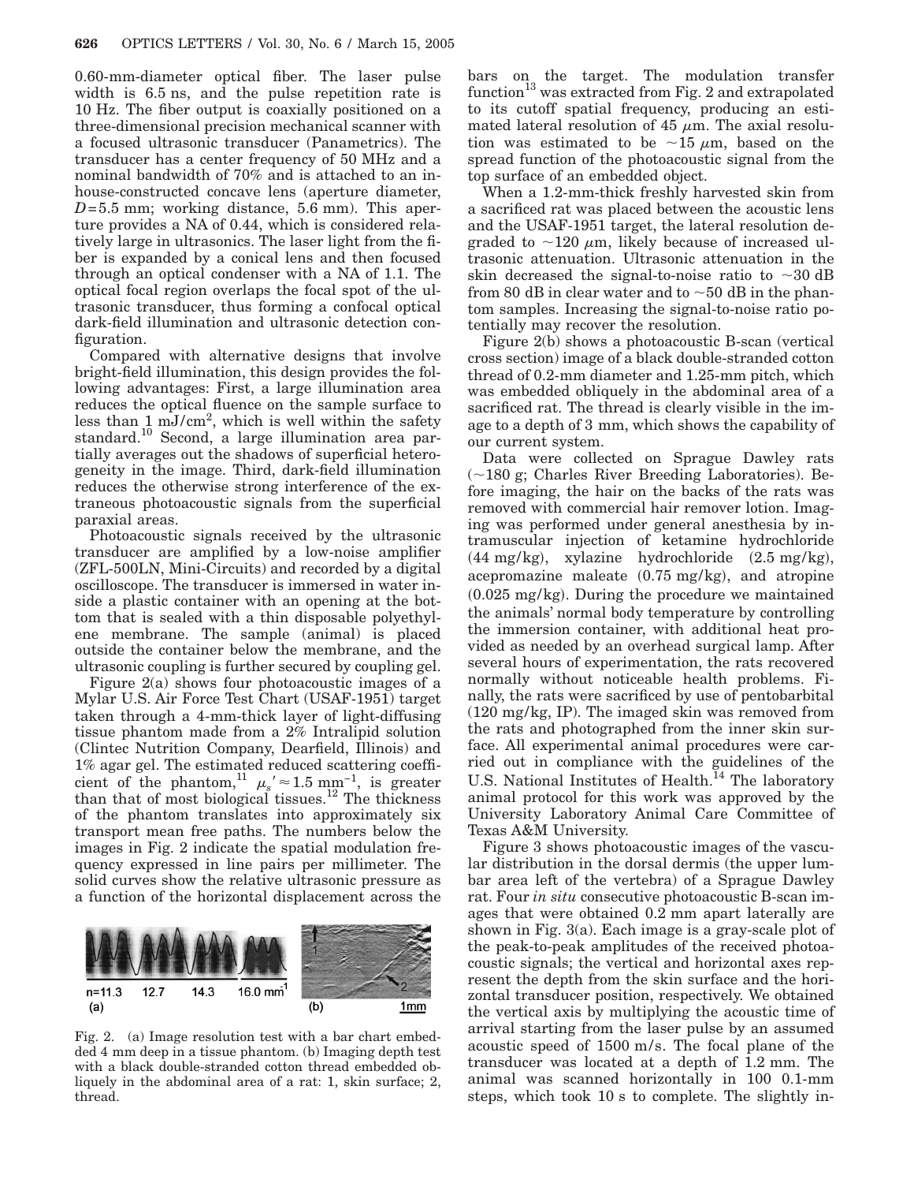0.60-mm-diameter optical fiber. The laser pulse width is 6.5 ns, and the pulse repetition rate is 10 Hz. The fiber output is coaxially positioned on a three-dimensional precision mechanical scanner with a focused ultrasonic transducer (Panametrics). The transducer has a center frequency of 50 MHz and a nominal bandwidth of 70% and is attached to an in-house-constructed concave lens (aperture diameter, $D = 5.5$ mm; working distance, 5.6 mm). This aperture provides a NA of 0.44, which is considered relatively large in ultrasonics. The laser light from the fiber is expanded by a conical lens and then focused through an optical condenser with a NA of 1.1. The optical focal region overlaps the focal spot of the ultrasonic transducer, thus forming a confocal optical dark-field illumination and ultrasonic detection configuration.

Compared with alternative designs that involve bright-field illumination, this design provides the following advantages: First, a large illumination area reduces the optical fluence on the sample surface to less than 1 mJ/cm$^2$, which is well within the safety standard.[10] Second, a large illumination area partially averages out the shadows of superficial heterogeneity in the image. Third, dark-field illumination reduces the otherwise strong interference of the extraneous photoacoustic signals from the superficial paraxial areas.

Photoacoustic signals received by the ultrasonic transducer are amplified by a low-noise amplifier (ZFL-500LN, Mini-Circuits) and recorded by a digital oscilloscope. The transducer is immersed in water inside a plastic container with an opening at the bottom that is sealed with a thin disposable polyethylene membrane. The sample (animal) is placed outside the container below the membrane, and the ultrasonic coupling is further secured by coupling gel.

Figure 2(a) shows four photoacoustic images of a Mylar U.S. Air Force Test Chart (USAF-1951) target taken through a 4-mm-thick layer of light-diffusing tissue phantom made from a 2% Intralipid solution (Clintec Nutrition Company, Dearfield, Illinois) and 1% agar gel. The estimated reduced scattering coefficient of the phantom,[11] $\mu_s' \approx 1.5\ \mathrm{mm}^{-1}$, is greater than that of most biological tissues.[12] The thickness of the phantom translates into approximately six transport mean free paths. The numbers below the images in Fig. 2 indicate the spatial modulation frequency expressed in line pairs per millimeter. The solid curves show the relative ultrasonic pressure as a function of the horizontal displacement across the bars on the target. The modulation transfer function[13] was extracted from Fig. 2 and extrapolated to its cutoff spatial frequency, producing an estimated lateral resolution of 45 $\mu$m. The axial resolution was estimated to be $\sim 15\ \mu$m, based on the spread function of the photoacoustic signal from the top surface of an embedded object.

Fig. 2. (a) Image resolution test with a bar chart embedded 4 mm deep in a tissue phantom. (b) Imaging depth test with a black double-stranded cotton thread embedded obliquely in the abdominal area of a rat: 1, skin surface; 2, thread.

When a 1.2-mm-thick freshly harvested skin from a sacrificed rat was placed between the acoustic lens and the USAF-1951 target, the lateral resolution degraded to $\sim 120\ \mu$m, likely because of increased ultrasonic attenuation. Ultrasonic attenuation in the skin decreased the signal-to-noise ratio to $\sim 30$ dB from 80 dB in clear water and to $\sim 50$ dB in the phantom samples. Increasing the signal-to-noise ratio potentially may recover the resolution.

Figure 2(b) shows a photoacoustic B-scan (vertical cross section) image of a black double-stranded cotton thread of 0.2-mm diameter and 1.25-mm pitch, which was embedded obliquely in the abdominal area of a sacrificed rat. The thread is clearly visible in the image to a depth of 3 mm, which shows the capability of our current system.

Data were collected on Sprague Dawley rats ($\sim 180$ g; Charles River Breeding Laboratories). Before imaging, the hair on the backs of the rats was removed with commercial hair remover lotion. Imaging was performed under general anesthesia by intramuscular injection of ketamine hydrochloride (44 mg/kg), xylazine hydrochloride (2.5 mg/kg), acepromazine maleate (0.75 mg/kg), and atropine (0.025 mg/kg). During the procedure we maintained the animals' normal body temperature by controlling the immersion container, with additional heat provided as needed by an overhead surgical lamp. After several hours of experimentation, the rats recovered normally without noticeable health problems. Finally, the rats were sacrificed by use of pentobarbital (120 mg/kg, IP). The imaged skin was removed from the rats and photographed from the inner skin surface. All experimental animal procedures were carried out in compliance with the guidelines of the U.S. National Institutes of Health.[14] The laboratory animal protocol for this work was approved by the University Laboratory Animal Care Committee of Texas A&M University.

Figure 3 shows photoacoustic images of the vascular distribution in the dorsal dermis (the upper lumbar area left of the vertebra) of a Sprague Dawley rat. Four *in situ* consecutive photoacoustic B-scan images that were obtained 0.2 mm apart laterally are shown in Fig. 3(a). Each image is a gray-scale plot of the peak-to-peak amplitudes of the received photoacoustic signals; the vertical and horizontal axes represent the depth from the skin surface and the horizontal transducer position, respectively. We obtained the vertical axis by multiplying the acoustic time of arrival starting from the laser pulse by an assumed acoustic speed of 1500 m/s. The focal plane of the transducer was located at a depth of 1.2 mm. The animal was scanned horizontally in 100 0.1-mm steps, which took 10 s to complete. The slightly in-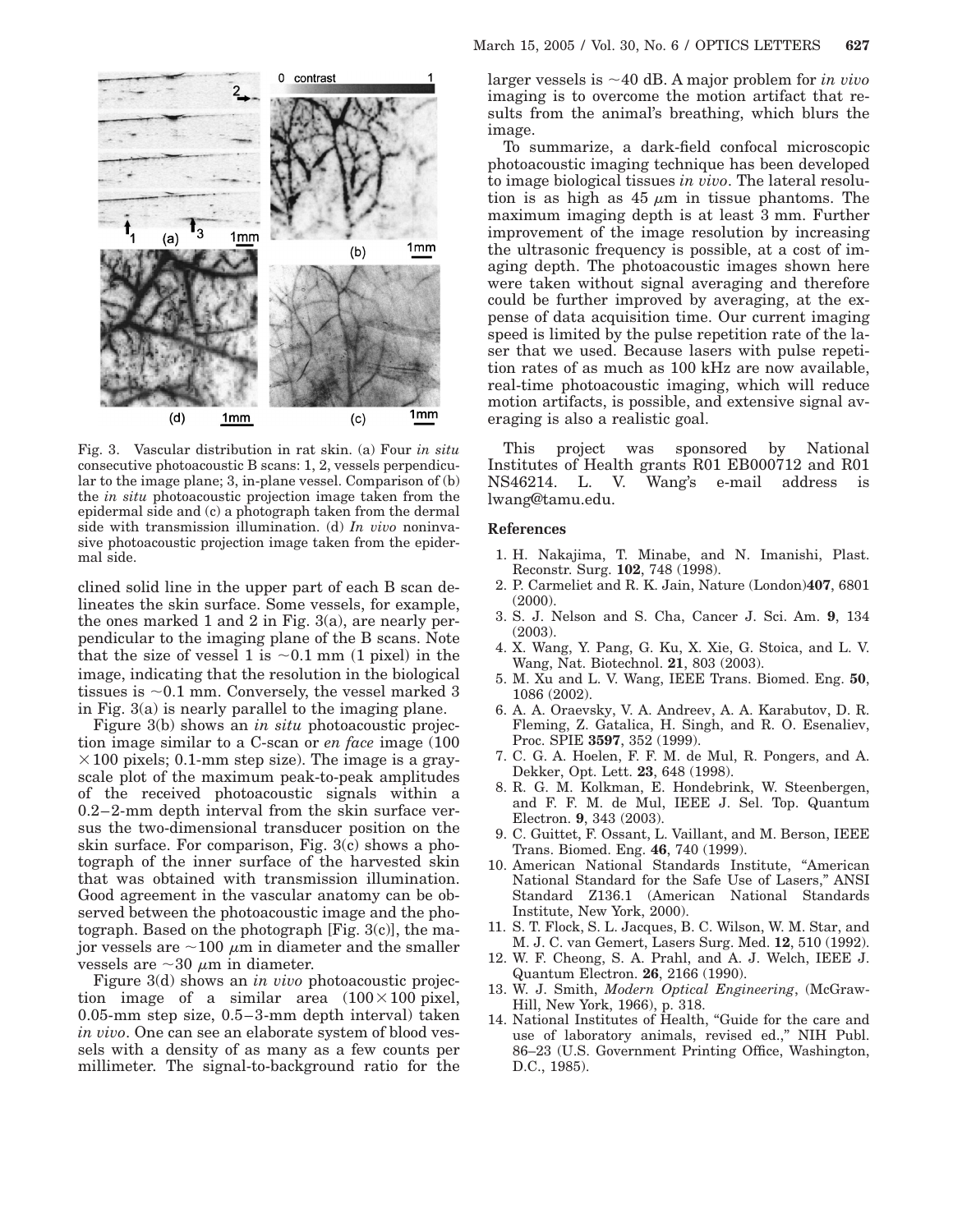0 contrast 1

2

1 (a) 3 1mm

(b) 1mm

(d) 1mm

(c) 1mm

Fig. 3. Vascular distribution in rat skin. (a) Four *in situ* consecutive photoacoustic B scans: 1, 2, vessels perpendicular to the image plane; 3, in-plane vessel. Comparison of (b) the *in situ* photoacoustic projection image taken from the epidermal side and (c) a photograph taken from the dermal side with transmission illumination. (d) *In vivo* noninvasive photoacoustic projection image taken from the epidermal side.

clined solid line in the upper part of each B scan delineates the skin surface. Some vessels, for example, the ones marked 1 and 2 in Fig. 3(a), are nearly perpendicular to the imaging plane of the B scans. Note that the size of vessel 1 is ~0.1 mm (1 pixel) in the image, indicating that the resolution in the biological tissues is ~0.1 mm. Conversely, the vessel marked 3 in Fig. 3(a) is nearly parallel to the imaging plane.

Figure 3(b) shows an *in situ* photoacoustic projection image similar to a C-scan or *en face* image (100 $\times$100 pixels; 0.1-mm step size). The image is a gray-scale plot of the maximum peak-to-peak amplitudes of the received photoacoustic signals within a 0.2–2-mm depth interval from the skin surface versus the two-dimensional transducer position on the skin surface. For comparison, Fig. 3(c) shows a photograph of the inner surface of the harvested skin that was obtained with transmission illumination. Good agreement in the vascular anatomy can be observed between the photoacoustic image and the photograph. Based on the photograph [Fig. 3(c)], the major vessels are ~100 $\mu$m in diameter and the smaller vessels are ~30 $\mu$m in diameter.

Figure 3(d) shows an *in vivo* photoacoustic projection image of a similar area ($100\times 100$ pixel, 0.05-mm step size, 0.5–3-mm depth interval) taken *in vivo*. One can see an elaborate system of blood vessels with a density of as many as a few counts per millimeter. The signal-to-background ratio for the larger vessels is ~40 dB. A major problem for *in vivo* imaging is to overcome the motion artifact that results from the animal's breathing, which blurs the image.

To summarize, a dark-field confocal microscopic photoacoustic imaging technique has been developed to image biological tissues *in vivo*. The lateral resolution is as high as 45 $\mu$m in tissue phantoms. The maximum imaging depth is at least 3 mm. Further improvement of the image resolution by increasing the ultrasonic frequency is possible, at a cost of imaging depth. The photoacoustic images shown here were taken without signal averaging and therefore could be further improved by averaging, at the expense of data acquisition time. Our current imaging speed is limited by the pulse repetition rate of the laser that we used. Because lasers with pulse repetition rates of as much as 100 kHz are now available, real-time photoacoustic imaging, which will reduce motion artifacts, is possible, and extensive signal averaging is also a realistic goal.

This project was sponsored by National Institutes of Health grants R01 EB000712 and R01 NS46214. L. V. Wang's e-mail address is lwang@tamu.edu.

## References

1. H. Nakajima, T. Minabe, and N. Imanishi, Plast. Reconstr. Surg. **102**, 748 (1998).
2. P. Carmeliet and R. K. Jain, Nature (London)**407**, 6801 (2000).
3. S. J. Nelson and S. Cha, Cancer J. Sci. Am. **9**, 134 (2003).
4. X. Wang, Y. Pang, G. Ku, X. Xie, G. Stoica, and L. V. Wang, Nat. Biotechnol. **21**, 803 (2003).
5. M. Xu and L. V. Wang, IEEE Trans. Biomed. Eng. **50**, 1086 (2002).
6. A. A. Oraevsky, V. A. Andreev, A. A. Karabutov, D. R. Fleming, Z. Gatalica, H. Singh, and R. O. Esenaliev, Proc. SPIE **3597**, 352 (1999).
7. C. G. A. Hoelen, F. F. M. de Mul, R. Pongers, and A. Dekker, Opt. Lett. **23**, 648 (1998).
8. R. G. M. Kolkman, E. Hondebrink, W. Steenbergen, and F. F. M. de Mul, IEEE J. Sel. Top. Quantum Electron. **9**, 343 (2003).
9. C. Guittet, F. Ossant, L. Vaillant, and M. Berson, IEEE Trans. Biomed. Eng. **46**, 740 (1999).
10. American National Standards Institute, "American National Standard for the Safe Use of Lasers," ANSI Standard Z136.1 (American National Standards Institute, New York, 2000).
11. S. T. Flock, S. L. Jacques, B. C. Wilson, W. M. Star, and M. J. C. van Gemert, Lasers Surg. Med. **12**, 510 (1992).
12. W. F. Cheong, S. A. Prahl, and A. J. Welch, IEEE J. Quantum Electron. **26**, 2166 (1990).
13. W. J. Smith, *Modern Optical Engineering*, (McGraw-Hill, New York, 1966), p. 318.
14. National Institutes of Health, "Guide for the care and use of laboratory animals, revised ed.," NIH Publ. 86–23 (U.S. Government Printing Office, Washington, D.C., 1985).